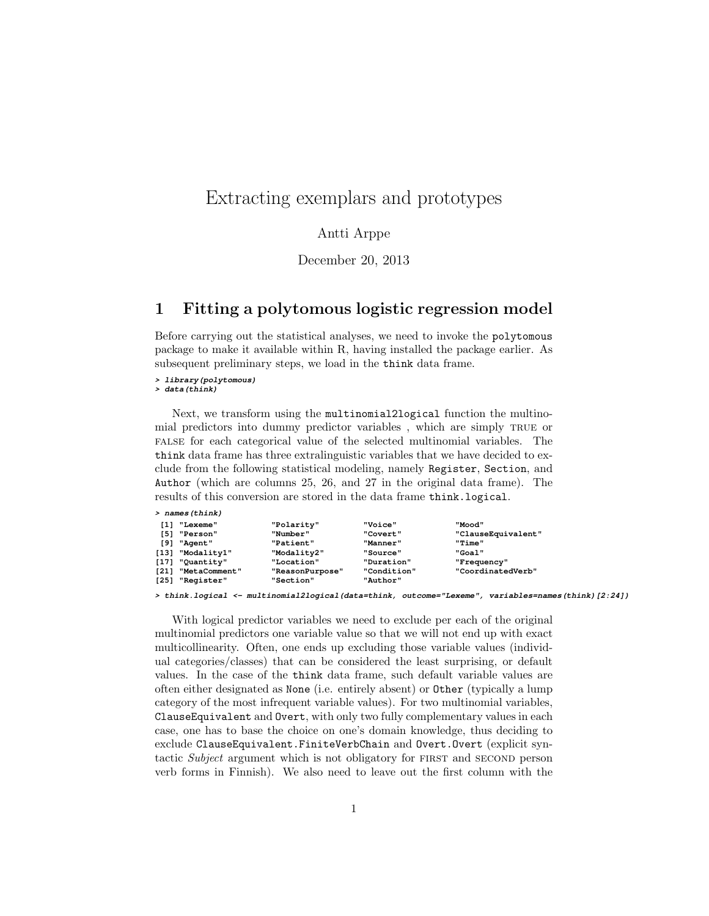# Extracting exemplars and prototypes

Antti Arppe

December 20, 2013

## 1 Fitting a polytomous logistic regression model

Before carrying out the statistical analyses, we need to invoke the `polytomous` package to make it available within R, having installed the package earlier. As subsequent preliminary steps, we load in the `think` data frame.

```
> library(polytomous)
> data(think)
```

Next, we transform using the `multinomial2logical` function the multinomial predictors into dummy predictor variables , which are simply TRUE or FALSE for each categorical value of the selected multinomial variables. The `think` data frame has three extralinguistic variables that we have decided to exclude from the following statistical modeling, namely `Register`, `Section`, and `Author` (which are columns 25, 26, and 27 in the original data frame). The results of this conversion are stored in the data frame `think.logical`.

```
> names(think)
 [1] "Lexeme"           "Polarity"         "Voice"            "Mood"
 [5] "Person"           "Number"           "Covert"           "ClauseEquivalent"
 [9] "Agent"            "Patient"          "Manner"           "Time"
[13] "Modality1"        "Modality2"        "Source"           "Goal"
[17] "Quantity"         "Location"         "Duration"         "Frequency"
[21] "MetaComment"      "ReasonPurpose"    "Condition"        "CoordinatedVerb"
[25] "Register"         "Section"          "Author"

> think.logical <- multinomial2logical(data=think, outcome="Lexeme", variables=names(think)[2:24])
```

With logical predictor variables we need to exclude per each of the original multinomial predictors one variable value so that we will not end up with exact multicollinearity. Often, one ends up excluding those variable values (individual categories/classes) that can be considered the least surprising, or default values. In the case of the `think` data frame, such default variable values are often either designated as `None` (i.e. entirely absent) or `Other` (typically a lump category of the most infrequent variable values). For two multinomial variables, `ClauseEquivalent` and `Overt`, with only two fully complementary values in each case, one has to base the choice on one's domain knowledge, thus deciding to exclude `ClauseEquivalent.FiniteVerbChain` and `Overt.Overt` (explicit syntactic *Subject* argument which is not obligatory for FIRST and SECOND person verb forms in Finnish). We also need to leave out the first column with the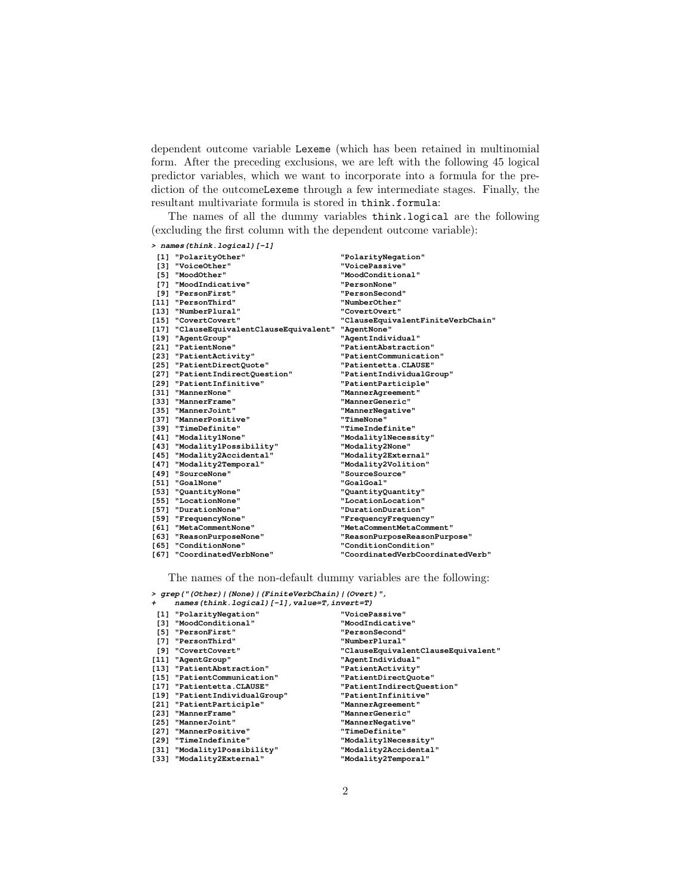dependent outcome variable `Lexeme` (which has been retained in multinomial form. After the preceding exclusions, we are left with the following 45 logical predictor variables, which we want to incorporate into a formula for the prediction of the outcome`Lexeme` through a few intermediate stages. Finally, the resultant multivariate formula is stored in `think.formula`:

The names of all the dummy variables `think.logical` are the following (excluding the first column with the dependent outcome variable):

```
> names(think.logical)[-1]
 [1] "PolarityOther"                       "PolarityNegation"
 [3] "VoiceOther"                          "VoicePassive"
 [5] "MoodOther"                           "MoodConditional"
 [7] "MoodIndicative"                      "PersonNone"
 [9] "PersonFirst"                         "PersonSecond"
[11] "PersonThird"                         "NumberOther"
[13] "NumberPlural"                        "CovertOvert"
[15] "CovertCovert"                        "ClauseEquivalentFiniteVerbChain"
[17] "ClauseEquivalentClauseEquivalent"    "AgentNone"
[19] "AgentGroup"                          "AgentIndividual"
[21] "PatientNone"                         "PatientAbstraction"
[23] "PatientActivity"                     "PatientCommunication"
[25] "PatientDirectQuote"                  "Patientetta.CLAUSE"
[27] "PatientIndirectQuestion"             "PatientIndividualGroup"
[29] "PatientInfinitive"                   "PatientParticiple"
[31] "MannerNone"                          "MannerAgreement"
[33] "MannerFrame"                         "MannerGeneric"
[35] "MannerJoint"                         "MannerNegative"
[37] "MannerPositive"                      "TimeNone"
[39] "TimeDefinite"                        "TimeIndefinite"
[41] "Modality1None"                       "Modality1Necessity"
[43] "Modality1Possibility"                "Modality2None"
[45] "Modality2Accidental"                 "Modality2External"
[47] "Modality2Temporal"                   "Modality2Volition"
[49] "SourceNone"                          "SourceSource"
[51] "GoalNone"                            "GoalGoal"
[53] "QuantityNone"                        "QuantityQuantity"
[55] "LocationNone"                        "LocationLocation"
[57] "DurationNone"                        "DurationDuration"
[59] "FrequencyNone"                       "FrequencyFrequency"
[61] "MetaCommentNone"                     "MetaCommentMetaComment"
[63] "ReasonPurposeNone"                   "ReasonPurposeReasonPurpose"
[65] "ConditionNone"                       "ConditionCondition"
[67] "CoordinatedVerbNone"                 "CoordinatedVerbCoordinatedVerb"
```

The names of the non-default dummy variables are the following:

```
> grep("(Other)|(None)|(FiniteVerbChain)|(Overt)",
+    names(think.logical)[-1],value=T,invert=T)
 [1] "PolarityNegation"                    "VoicePassive"
 [3] "MoodConditional"                     "MoodIndicative"
 [5] "PersonFirst"                         "PersonSecond"
 [7] "PersonThird"                         "NumberPlural"
 [9] "CovertCovert"                        "ClauseEquivalentClauseEquivalent"
[11] "AgentGroup"                          "AgentIndividual"
[13] "PatientAbstraction"                  "PatientActivity"
[15] "PatientCommunication"                "PatientDirectQuote"
[17] "Patientetta.CLAUSE"                  "PatientIndirectQuestion"
[19] "PatientIndividualGroup"              "PatientInfinitive"
[21] "PatientParticiple"                   "MannerAgreement"
[23] "MannerFrame"                         "MannerGeneric"
[25] "MannerJoint"                         "MannerNegative"
[27] "MannerPositive"                      "TimeDefinite"
[29] "TimeIndefinite"                      "Modality1Necessity"
[31] "Modality1Possibility"                "Modality2Accidental"
[33] "Modality2External"                   "Modality2Temporal"
```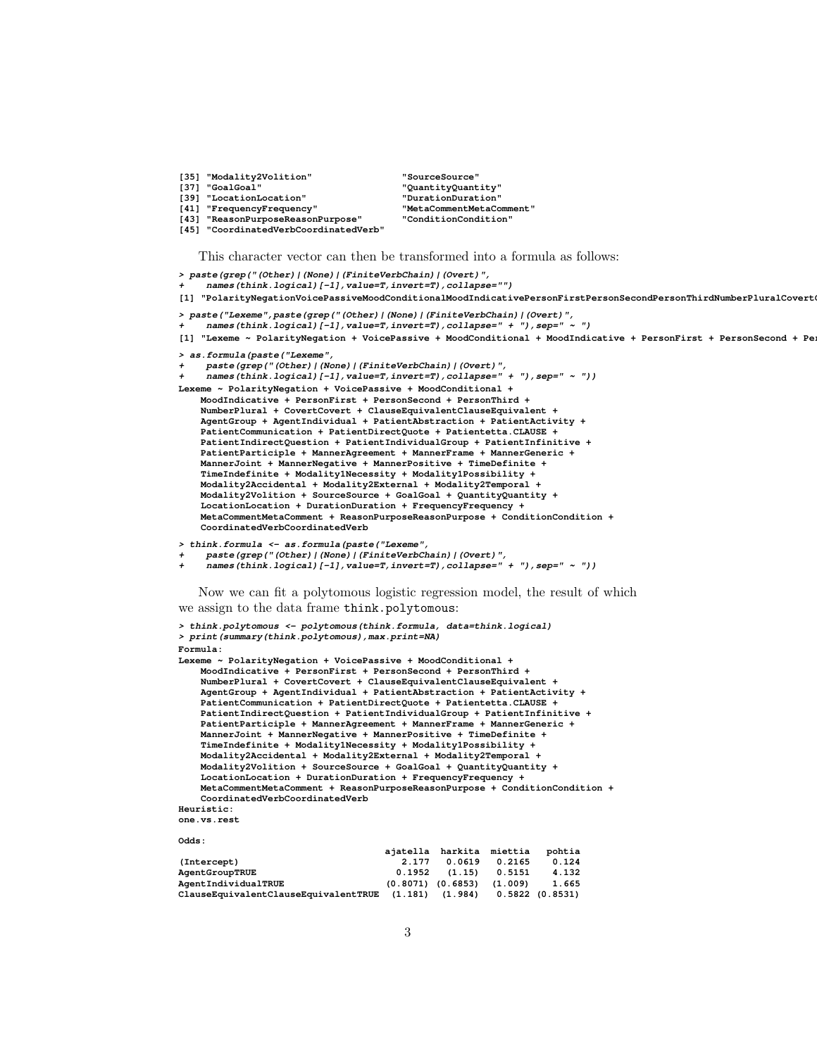```
[35] "Modality2Volition"                "SourceSource"
[37] "GoalGoal"                         "QuantityQuantity"
[39] "LocationLocation"                 "DurationDuration"
[41] "FrequencyFrequency"               "MetaCommentMetaComment"
[43] "ReasonPurposeReasonPurpose"       "ConditionCondition"
[45] "CoordinatedVerbCoordinatedVerb"
```

This character vector can then be transformed into a formula as follows:

```
> paste(grep("(Other)|(None)|(FiniteVerbChain)|(Overt)",
+    names(think.logical)[-1],value=T,invert=T),collapse="")
[1] "PolarityNegationVoicePassiveMoodConditionalMoodIndicativePersonFirstPersonSecondPersonThirdNumberPluralCovertC
> paste("Lexeme",paste(grep("(Other)|(None)|(FiniteVerbChain)|(Overt)",
+    names(think.logical)[-1],value=T,invert=T),collapse=" + "),sep=" ~ ")
[1] "Lexeme ~ PolarityNegation + VoicePassive + MoodConditional + MoodIndicative + PersonFirst + PersonSecond + Per
> as.formula(paste("Lexeme",
+    paste(grep("(Other)|(None)|(FiniteVerbChain)|(Overt)",
+    names(think.logical)[-1],value=T,invert=T),collapse=" + "),sep=" ~ "))
Lexeme ~ PolarityNegation + VoicePassive + MoodConditional +
    MoodIndicative + PersonFirst + PersonSecond + PersonThird +
    NumberPlural + CovertCovert + ClauseEquivalentClauseEquivalent +
    AgentGroup + AgentIndividual + PatientAbstraction + PatientActivity +
    PatientCommunication + PatientDirectQuote + Patientetta.CLAUSE +
    PatientIndirectQuestion + PatientIndividualGroup + PatientInfinitive +
    PatientParticiple + MannerAgreement + MannerFrame + MannerGeneric +
    MannerJoint + MannerNegative + MannerPositive + TimeDefinite +
    TimeIndefinite + Modality1Necessity + Modality1Possibility +
    Modality2Accidental + Modality2External + Modality2Temporal +
    Modality2Volition + SourceSource + GoalGoal + QuantityQuantity +
    LocationLocation + DurationDuration + FrequencyFrequency +
    MetaCommentMetaComment + ReasonPurposeReasonPurpose + ConditionCondition +
    CoordinatedVerbCoordinatedVerb
> think.formula <- as.formula(paste("Lexeme",
+    paste(grep("(Other)|(None)|(FiniteVerbChain)|(Overt)",
+    names(think.logical)[-1],value=T,invert=T),collapse=" + "),sep=" ~ "))
```

Now we can fit a polytomous logistic regression model, the result of which we assign to the data frame think.polytomous:

```
> think.polytomous <- polytomous(think.formula, data=think.logical)
> print(summary(think.polytomous),max.print=NA)
Formula:
Lexeme ~ PolarityNegation + VoicePassive + MoodConditional +
    MoodIndicative + PersonFirst + PersonSecond + PersonThird +
    NumberPlural + CovertCovert + ClauseEquivalentClauseEquivalent +
    AgentGroup + AgentIndividual + PatientAbstraction + PatientActivity +
    PatientCommunication + PatientDirectQuote + Patientetta.CLAUSE +
    PatientIndirectQuestion + PatientIndividualGroup + PatientInfinitive +
    PatientParticiple + MannerAgreement + MannerFrame + MannerGeneric +
    MannerJoint + MannerNegative + MannerPositive + TimeDefinite +
    TimeIndefinite + Modality1Necessity + Modality1Possibility +
    Modality2Accidental + Modality2External + Modality2Temporal +
    Modality2Volition + SourceSource + GoalGoal + QuantityQuantity +
    LocationLocation + DurationDuration + FrequencyFrequency +
    MetaCommentMetaComment + ReasonPurposeReasonPurpose + ConditionCondition +
    CoordinatedVerbCoordinatedVerb
Heuristic:
one.vs.rest

Odds:
                                     ajatella  harkita  miettia   pohtia
(Intercept)                             2.177   0.0619   0.2165    0.124
AgentGroupTRUE                         0.1952   (1.15)   0.5151    4.132
AgentIndividualTRUE                  (0.8071) (0.6853)  (1.009)    1.665
ClauseEquivalentClauseEquivalentTRUE  (1.181)  (1.984)   0.5822 (0.8531)
```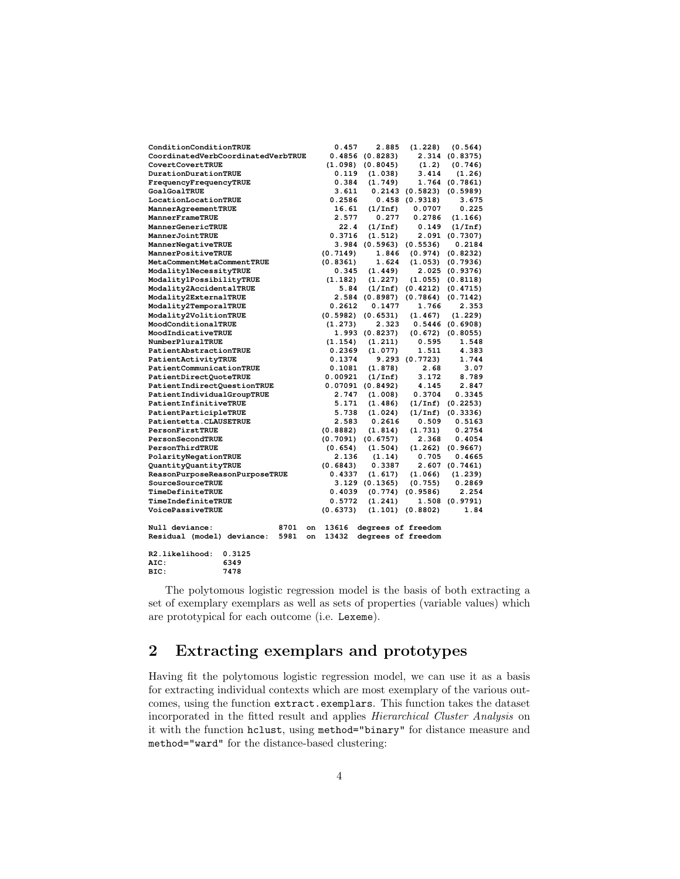```
ConditionConditionTRUE                      0.457    2.885  (1.228)  (0.564)
CoordinatedVerbCoordinatedVerbTRUE          0.4856 (0.8283)    2.314 (0.8375)
CovertCovertTRUE                           (1.098) (0.8045)    (1.2)  (0.746)
DurationDurationTRUE                        0.119  (1.038)    3.414   (1.26)
FrequencyFrequencyTRUE                      0.384  (1.749)    1.764 (0.7861)
GoalGoalTRUE                                3.611   0.2143 (0.5823) (0.5989)
LocationLocationTRUE                        0.2586    0.458 (0.9318)   3.675
MannerAgreementTRUE                         16.61  (1/Inf)   0.0707    0.225
MannerFrameTRUE                             2.577    0.277   0.2786  (1.166)
MannerGenericTRUE                            22.4  (1/Inf)    0.149  (1/Inf)
MannerJointTRUE                             0.3716  (1.512)    2.091 (0.7307)
MannerNegativeTRUE                          3.984 (0.5963) (0.5536)   0.2184
MannerPositiveTRUE                        (0.7149)   1.846  (0.974) (0.8232)
MetaCommentMetaCommentTRUE                (0.8361)   1.624  (1.053) (0.7936)
Modality1NecessityTRUE                      0.345  (1.449)    2.025 (0.9376)
Modality1PossibilityTRUE                   (1.182)  (1.227)  (1.055) (0.8118)
Modality2AccidentalTRUE                      5.84  (1/Inf) (0.4212) (0.4715)
Modality2ExternalTRUE                       2.584 (0.8987) (0.7864) (0.7142)
Modality2TemporalTRUE                       0.2612   0.1477    1.766    2.353
Modality2VolitionTRUE                     (0.5982) (0.6531)  (1.467)  (1.229)
MoodConditionalTRUE                        (1.273)   2.323   0.5446 (0.6908)
MoodIndicativeTRUE                          1.993 (0.8237)  (0.672) (0.8055)
NumberPluralTRUE                           (1.154)  (1.211)    0.595    1.548
PatientAbstractionTRUE                      0.2369  (1.077)    1.511    4.383
PatientActivityTRUE                         0.1374    9.293 (0.7723)   1.744
PatientCommunicationTRUE                    0.1081  (1.878)     2.68     3.07
PatientDirectQuoteTRUE                     0.00921  (1/Inf)    3.172    8.789
PatientIndirectQuestionTRUE                0.07091 (0.8492)    4.145    2.847
PatientIndividualGroupTRUE                  2.747  (1.008)   0.3704   0.3345
PatientInfinitiveTRUE                       5.171  (1.486)  (1/Inf) (0.2253)
PatientParticipleTRUE                       5.738  (1.024)  (1/Inf) (0.3336)
Patientetta.CLAUSETRUE                      2.583   0.2616    0.509   0.5163
PersonFirstTRUE                           (0.8882)  (1.814)  (1.731)   0.2754
PersonSecondTRUE                          (0.7091) (0.6757)    2.368   0.4054
PersonThirdTRUE                            (0.654)  (1.504)  (1.262) (0.9667)
PolarityNegationTRUE                        2.136    (1.14)    0.705   0.4665
QuantityQuantityTRUE                      (0.6843)   0.3387    2.607 (0.7461)
ReasonPurposeReasonPurposeTRUE              0.4337  (1.617)  (1.066)  (1.239)
SourceSourceTRUE                            3.129 (0.1365)   (0.755)   0.2869
TimeDefiniteTRUE                            0.4039  (0.774) (0.9586)    2.254
TimeIndefiniteTRUE                          0.5772  (1.241)    1.508 (0.9791)
VoicePassiveTRUE                          (0.6373)  (1.101) (0.8802)     1.84

Null deviance:              8701  on  13616  degrees of freedom
Residual (model) deviance:  5981  on  13432  degrees of freedom

R2.likelihood:  0.3125
AIC:            6349
BIC:            7478
```

The polytomous logistic regression model is the basis of both extracting a set of exemplary exemplars as well as sets of properties (variable values) which are prototypical for each outcome (i.e. `Lexeme`).

## 2 Extracting exemplars and prototypes

Having fit the polytomous logistic regression model, we can use it as a basis for extracting individual contexts which are most exemplary of the various outcomes, using the function `extract.exemplars`. This function takes the dataset incorporated in the fitted result and applies *Hierarchical Cluster Analysis* on it with the function `hclust`, using `method="binary"` for distance measure and `method="ward"` for the distance-based clustering: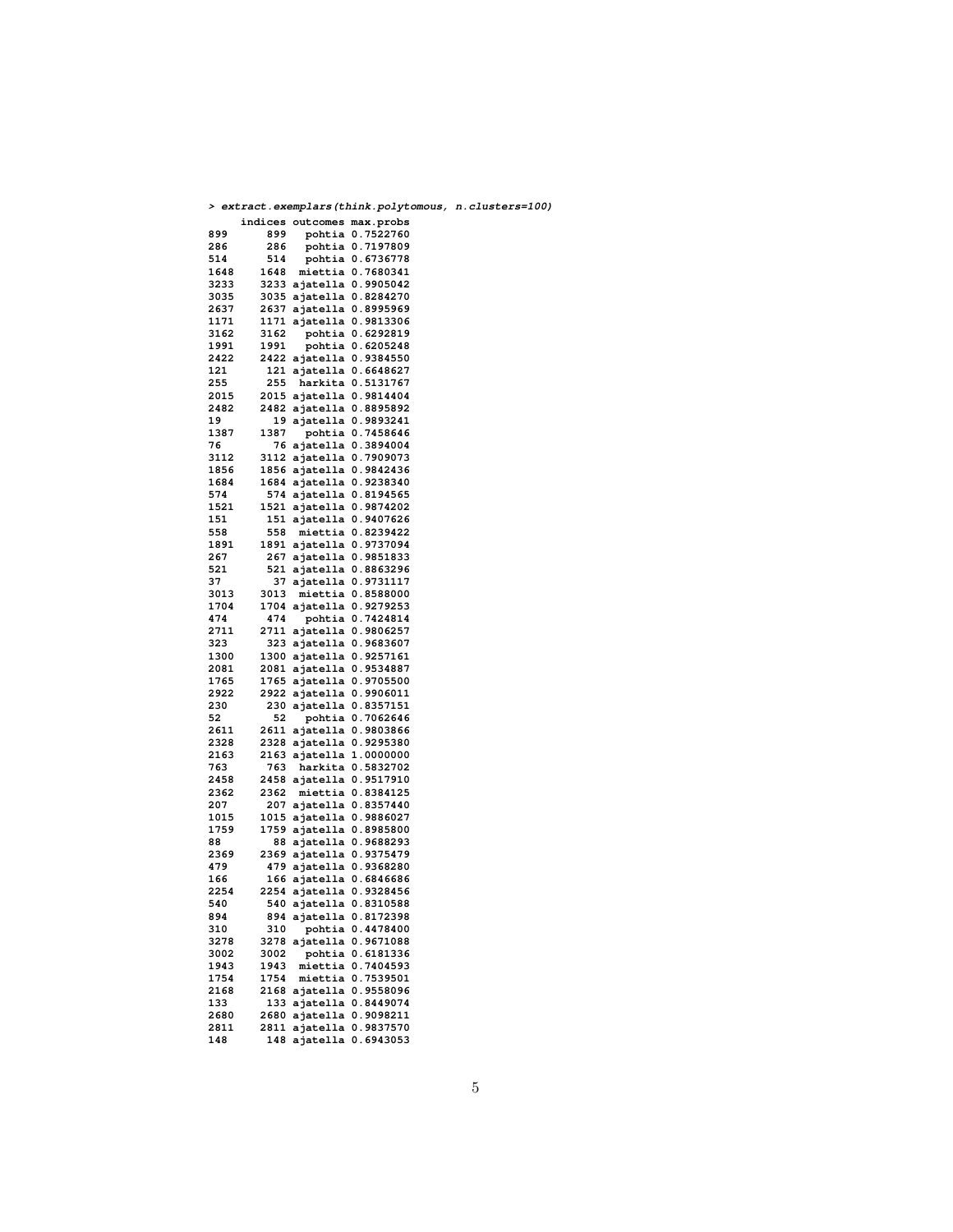```
> extract.exemplars(think.polytomous, n.clusters=100)
     indices outcomes max.probs
899      899   pohtia 0.7522760
286      286   pohtia 0.7197809
514      514   pohtia 0.6736778
1648    1648  miettia 0.7680341
3233    3233 ajatella 0.9905042
3035    3035 ajatella 0.8284270
2637    2637 ajatella 0.8995969
1171    1171 ajatella 0.9813306
3162    3162   pohtia 0.6292819
1991    1991   pohtia 0.6205248
2422    2422 ajatella 0.9384550
121      121 ajatella 0.6648627
255      255  harkita 0.5131767
2015    2015 ajatella 0.9814404
2482    2482 ajatella 0.8895892
19        19 ajatella 0.9893241
1387    1387   pohtia 0.7458646
76        76 ajatella 0.3894004
3112    3112 ajatella 0.7909073
1856    1856 ajatella 0.9842436
1684    1684 ajatella 0.9238340
574      574 ajatella 0.8194565
1521    1521 ajatella 0.9874202
151      151 ajatella 0.9407626
558      558  miettia 0.8239422
1891    1891 ajatella 0.9737094
267      267 ajatella 0.9851833
521      521 ajatella 0.8863296
37        37 ajatella 0.9731117
3013    3013  miettia 0.8588000
1704    1704 ajatella 0.9279253
474      474   pohtia 0.7424814
2711    2711 ajatella 0.9806257
323      323 ajatella 0.9683607
1300    1300 ajatella 0.9257161
2081    2081 ajatella 0.9534887
1765    1765 ajatella 0.9705500
2922    2922 ajatella 0.9906011
230      230 ajatella 0.8357151
52        52   pohtia 0.7062646
2611    2611 ajatella 0.9803866
2328    2328 ajatella 0.9295380
2163    2163 ajatella 1.0000000
763      763  harkita 0.5832702
2458    2458 ajatella 0.9517910
2362    2362  miettia 0.8384125
207      207 ajatella 0.8357440
1015    1015 ajatella 0.9886027
1759    1759 ajatella 0.8985800
88        88 ajatella 0.9688293
2369    2369 ajatella 0.9375479
479      479 ajatella 0.9368280
166      166 ajatella 0.6846686
2254    2254 ajatella 0.9328456
540      540 ajatella 0.8310588
894      894 ajatella 0.8172398
310      310   pohtia 0.4478400
3278    3278 ajatella 0.9671088
3002    3002   pohtia 0.6181336
1943    1943  miettia 0.7404593
1754    1754  miettia 0.7539501
2168    2168 ajatella 0.9558096
133      133 ajatella 0.8449074
2680    2680 ajatella 0.9098211
2811    2811 ajatella 0.9837570
148      148 ajatella 0.6943053
```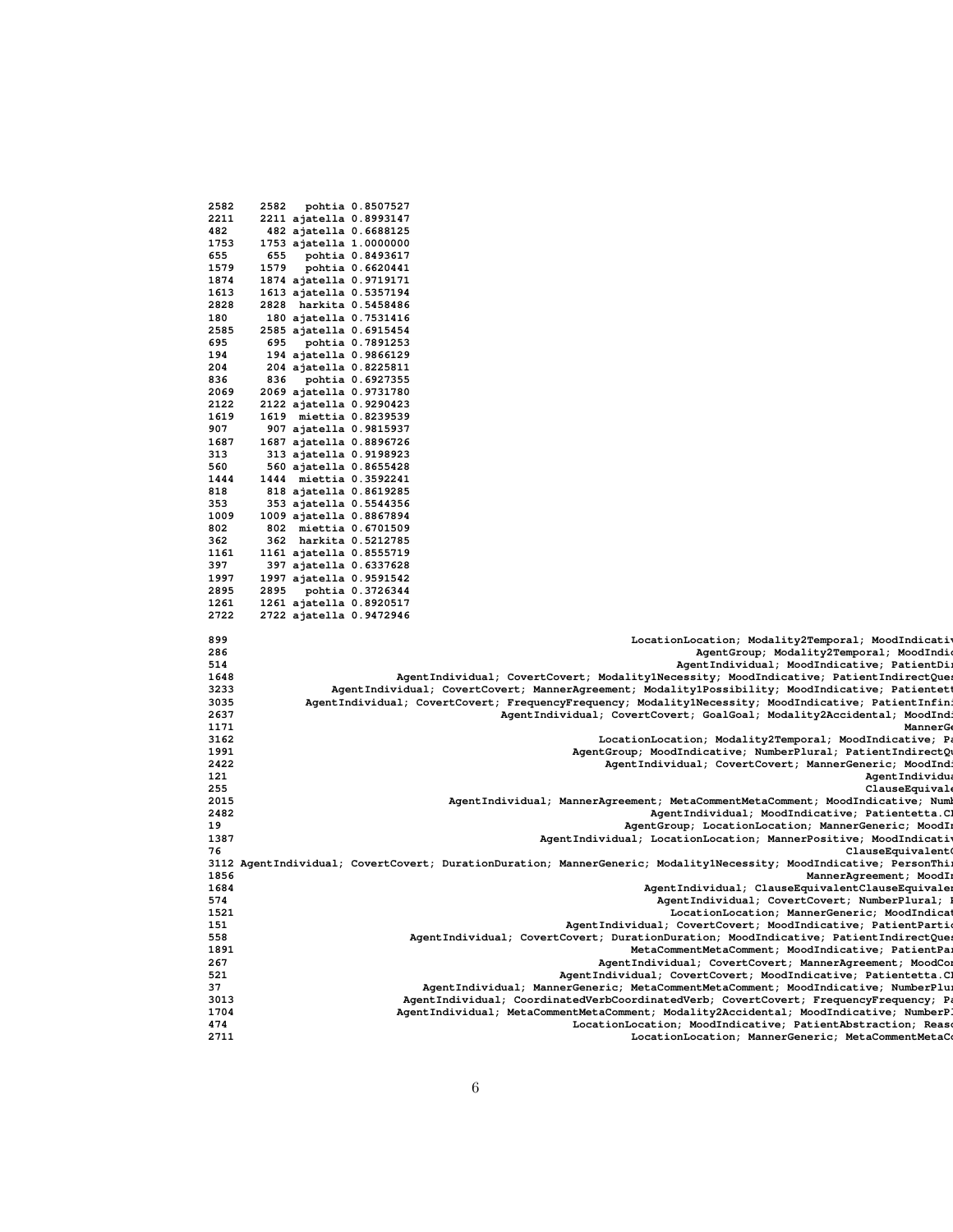```
2582    2582   pohtia 0.8507527
2211    2211 ajatella 0.8993147
482      482 ajatella 0.6688125
1753    1753 ajatella 1.0000000
655      655   pohtia 0.8493617
1579    1579   pohtia 0.6620441
1874    1874 ajatella 0.9719171
1613    1613 ajatella 0.5357194
2828    2828  harkita 0.5458486
180      180 ajatella 0.7531416
2585    2585 ajatella 0.6915454
695      695   pohtia 0.7891253
194      194 ajatella 0.9866129
204      204 ajatella 0.8225811
836      836   pohtia 0.6927355
2069    2069 ajatella 0.9731780
2122    2122 ajatella 0.9290423
1619    1619  miettia 0.8239539
907      907 ajatella 0.9815937
1687    1687 ajatella 0.8896726
313      313 ajatella 0.9198923
560      560 ajatella 0.8655428
1444    1444  miettia 0.3592241
818      818 ajatella 0.8619285
353      353 ajatella 0.5544356
1009    1009 ajatella 0.8867894
802      802  miettia 0.6701509
362      362  harkita 0.5212785
1161    1161 ajatella 0.8555719
397      397 ajatella 0.6337628
1997    1997 ajatella 0.9591542
2895    2895   pohtia 0.3726344
1261    1261 ajatella 0.8920517
2722    2722 ajatella 0.9472946
```

```
899                                                           LocationLocation; Modality2Temporal; MoodIndicativ
286                                                                      AgentGroup; Modality2Temporal; MoodIndic
514                                                                 AgentIndividual; MoodIndicative; PatientDi
1648                               AgentIndividual; CovertCovert; Modality1Necessity; MoodIndicative; PatientIndirectQue
3233                  AgentIndividual; CovertCovert; MannerAgreement; Modality1Possibility; MoodIndicative; Patientet
3035              AgentIndividual; CovertCovert; FrequencyFrequency; Modality1Necessity; MoodIndicative; PatientInfin
2637                                            AgentIndividual; CovertCovert; GoalGoal; Modality2Accidental; MoodInd
1171                                                                                                        MannerGe
3162                                                              LocationLocation; Modality2Temporal; MoodIndicative; P
1991                                                          AgentGroup; MoodIndicative; NumberPlural; PatientIndirectQ
2422                                                               AgentIndividual; CovertCovert; MannerGeneric; MoodInd
121                                                                                                   AgentIndividu
255                                                                                                   ClauseEquival
2015                                   AgentIndividual; MannerAgreement; MetaCommentMetaComment; MoodIndicative; Numb
2482                                                                     AgentIndividual; MoodIndicative; Patientetta.C
19                                                                  AgentGroup; LocationLocation; MannerGeneric; MoodI
1387                                                    AgentIndividual; LocationLocation; MannerPositive; MoodIndicativ
76                                                                                                 ClauseEquivalent
3112 AgentIndividual; CovertCovert; DurationDuration; MannerGeneric; Modality1Necessity; MoodIndicative; PersonThi
1856                                                                                           MannerAgreement; MoodI
1684                                                                 AgentIndividual; ClauseEquivalentClauseEquivale
574                                                                    AgentIndividual; CovertCovert; NumberPlural; 
1521                                                                      LocationLocation; MannerGeneric; MoodIndica
151                                                             AgentIndividual; CovertCovert; MoodIndicative; PatientPartic
558                                  AgentIndividual; CovertCovert; DurationDuration; MoodIndicative; PatientIndirectQue
1891                                                                 MetaCommentMetaComment; MoodIndicative; PatientPa
267                                                                AgentIndividual; CovertCovert; MannerAgreement; MoodCo
521                                                             AgentIndividual; CovertCovert; MoodIndicative; Patientetta.C
37                                    AgentIndividual; MannerGeneric; MetaCommentMetaComment; MoodIndicative; NumberPlu
3013                                 AgentIndividual; CoordinatedVerbCoordinatedVerb; CovertCovert; FrequencyFrequency; P
1704                                AgentIndividual; MetaCommentMetaComment; Modality2Accidental; MoodIndicative; NumberP
474                                                          LocationLocation; MoodIndicative; PatientAbstraction; Reas
2711                                                              LocationLocation; MannerGeneric; MetaCommentMetaC
```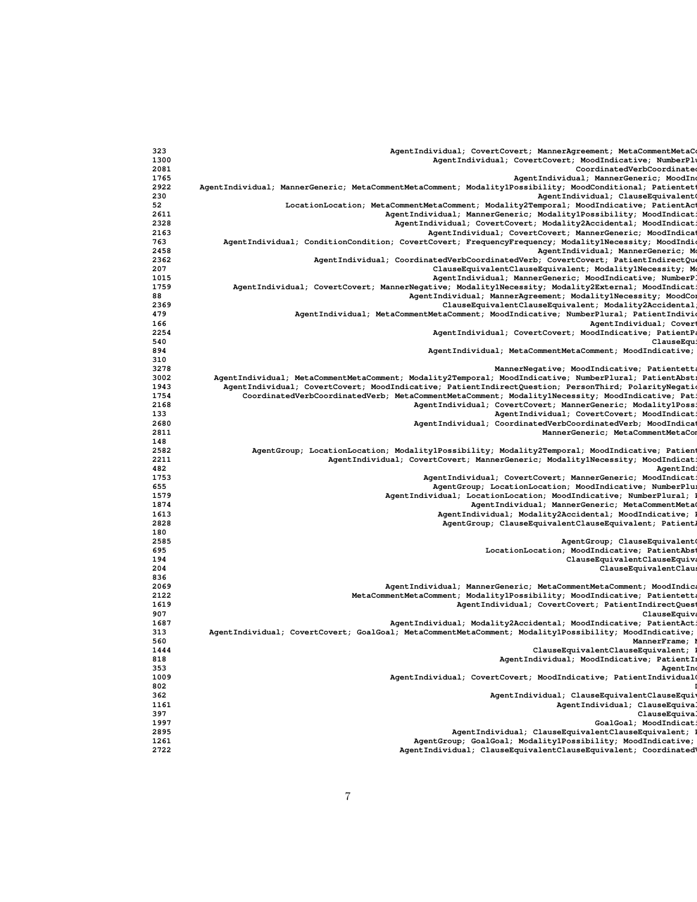```
323                                             AgentIndividual; CovertCovert; MannerAgreement; MetaCommentMetaCo
1300                                                     AgentIndividual; CovertCovert; MoodIndicative; NumberPlu
2081                                                                                       CoordinatedVerbCoordinated
1765                                                                          AgentIndividual; MannerGeneric; MoodInd
2922       AgentIndividual; MannerGeneric; MetaCommentMetaComment; Modality1Possibility; MoodConditional; Patientett
230                                                                                   AgentIndividual; ClauseEquivalentC
52                       LocationLocation; MetaCommentMetaComment; Modality2Temporal; MoodIndicative; PatientAct
2611                                            AgentIndividual; MannerGeneric; Modality1Possibility; MoodIndicati
2328                                              AgentIndividual; CovertCovert; Modality2Accidental; MoodIndicati
2163                                                     AgentIndividual; CovertCovert; MannerGeneric; MoodIndicat
763          AgentIndividual; ConditionCondition; CovertCovert; FrequencyFrequency; Modality1Necessity; MoodIndic
2458                                                                                  AgentIndividual; MannerGeneric; Mo
2362                                  AgentIndividual; CoordinatedVerbCoordinatedVerb; CovertCovert; PatientIndirectQue
207                                                       ClauseEquivalentClauseEquivalent; Modality1Necessity; Mo
1015                                                      AgentIndividual; MannerGeneric; MoodIndicative; NumberPl
1759           AgentIndividual; CovertCovert; MannerNegative; Modality1Necessity; Modality2External; MoodIndicat
88                                                   AgentIndividual; MannerAgreement; Modality1Necessity; MoodCon
2369                                                        ClauseEquivalentClauseEquivalent; Modality2Accidental,
479                               AgentIndividual; MetaCommentMetaComment; MoodIndicative; NumberPlural; PatientIndivi
166                                                                                                AgentIndividual; Covert
2254                                                      AgentIndividual; CovertCovert; MoodIndicative; PatientPa
540                                                                                                         ClauseEqui
894                                                     AgentIndividual; MetaCommentMetaComment; MoodIndicative;
310
3278                                                                    MannerNegative; MoodIndicative; Patientetta
3002        AgentIndividual; MetaCommentMetaComment; Modality2Temporal; MoodIndicative; NumberPlural; PatientAbstr
1943          AgentIndividual; CovertCovert; MoodIndicative; PatientIndirectQuestion; PersonThird; PolarityNegatio
1754              CoordinatedVerbCoordinatedVerb; MetaCommentMetaComment; Modality1Necessity; MoodIndicative; Pat
2168                                                  AgentIndividual; CovertCovert; MannerGeneric; Modality1Possi
133                                                                     AgentIndividual; CovertCovert; MoodIndicat
2680                                                  AgentIndividual; CoordinatedVerbCoordinatedVerb; MoodIndicat
2811                                                                            MannerGeneric; MetaCommentMetaCom
148
2582                AgentGroup; LocationLocation; Modality1Possibility; Modality2Temporal; MoodIndicative; Patient
2211                                  AgentIndividual; CovertCovert; MannerGeneric; Modality1Necessity; MoodIndicati
482                                                                                                          AgentIndi
1753                                                    AgentIndividual; CovertCovert; MannerGeneric; MoodIndicati
655                                                       AgentGroup; LocationLocation; MoodIndicative; NumberPlur
1579                                            AgentIndividual; LocationLocation; MoodIndicative; NumberPlural; P
1874                                                              AgentIndividual; MannerGeneric; MetaCommentMeta
1613                                                     AgentIndividual; Modality2Accidental; MoodIndicative; P
2828                                                      AgentGroup; ClauseEquivalentClauseEquivalent; PatientA
180
2585                                                                                  AgentGroup; ClauseEquivalentC
695                                                                LocationLocation; MoodIndicative; PatientAbst
194                                                                                   ClauseEquivalentClauseEquiva
204                                                                                         ClauseEquivalentClaus
836
2069                                            AgentIndividual; MannerGeneric; MetaCommentMetaComment; MoodIndica
2122                                     MetaCommentMetaComment; Modality1Possibility; MoodIndicative; Patientetta
1619                                                          AgentIndividual; CovertCovert; PatientIndirectQuest
907                                                                                                     ClauseEquiva
1687                                            AgentIndividual; Modality2Accidental; MoodIndicative; PatientActi
313         AgentIndividual; CovertCovert; GoalGoal; MetaCommentMetaComment; Modality1Possibility; MoodIndicative;
560                                                                                                      MannerFrame; N
1444                                                                              ClauseEquivalentClauseEquivalent; P
818                                                                   AgentIndividual; MoodIndicative; PatientIn
353                                                                                                        AgentInd
1009                                            AgentIndividual; CovertCovert; MoodIndicative; PatientIndividualC
802                                                                                                                D
362                                                                 AgentIndividual; ClauseEquivalentClauseEquiv
1161                                                                           AgentIndividual; ClauseEquival
397                                                                                                     ClauseEquival
1997                                                                                           GoalGoal; MoodIndicati
2895                                                         AgentIndividual; ClauseEquivalentClauseEquivalent; P
1261                                                  AgentGroup; GoalGoal; Modality1Possibility; MoodIndicative;
2722                                               AgentIndividual; ClauseEquivalentClauseEquivalent; CoordinatedV
```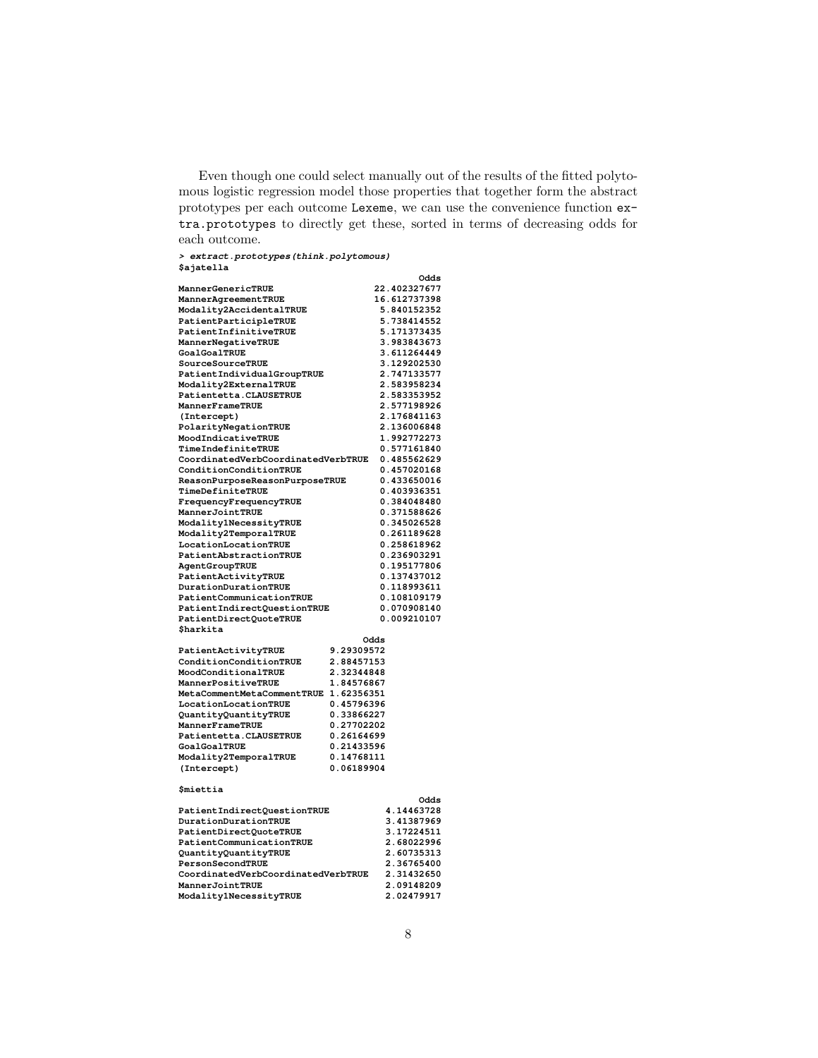Even though one could select manually out of the results of the fitted polytomous logistic regression model those properties that together form the abstract prototypes per each outcome Lexeme, we can use the convenience function extra.prototypes to directly get these, sorted in terms of decreasing odds for each outcome.

```
> extract.prototypes(think.polytomous)
$ajatella
                                           Odds
MannerGenericTRUE                  22.402327677
MannerAgreementTRUE                16.612737398
Modality2AccidentalTRUE             5.840152352
PatientParticipleTRUE               5.738414552
PatientInfinitiveTRUE               5.171373435
MannerNegativeTRUE                  3.983843673
GoalGoalTRUE                        3.611264449
SourceSourceTRUE                    3.129202530
PatientIndividualGroupTRUE          2.747133577
Modality2ExternalTRUE               2.583958234
Patientetta.CLAUSETRUE              2.583353952
MannerFrameTRUE                     2.577198926
(Intercept)                         2.176841163
PolarityNegationTRUE                2.136006848
MoodIndicativeTRUE                  1.992772273
TimeIndefiniteTRUE                  0.577161840
CoordinatedVerbCoordinatedVerbTRUE  0.485562629
ConditionConditionTRUE              0.457020168
ReasonPurposeReasonPurposeTRUE      0.433650016
TimeDefiniteTRUE                    0.403936351
FrequencyFrequencyTRUE              0.384048480
MannerJointTRUE                     0.371588626
Modality1NecessityTRUE              0.345026528
Modality2TemporalTRUE               0.261189628
LocationLocationTRUE                0.258618962
PatientAbstractionTRUE              0.236903291
AgentGroupTRUE                      0.195177806
PatientActivityTRUE                 0.137437012
DurationDurationTRUE                0.118993611
PatientCommunicationTRUE            0.108109179
PatientIndirectQuestionTRUE         0.070908140
PatientDirectQuoteTRUE              0.009210107
$harkita
                                  Odds
PatientActivityTRUE         9.29309572
ConditionConditionTRUE      2.88457153
MoodConditionalTRUE         2.32344848
MannerPositiveTRUE          1.84576867
MetaCommentMetaCommentTRUE  1.62356351
LocationLocationTRUE        0.45796396
QuantityQuantityTRUE        0.33866227
MannerFrameTRUE             0.27702202
Patientetta.CLAUSETRUE      0.26164699
GoalGoalTRUE                0.21433596
Modality2TemporalTRUE       0.14768111
(Intercept)                 0.06189904

$miettia
                                         Odds
PatientIndirectQuestionTRUE        4.14463728
DurationDurationTRUE               3.41387969
PatientDirectQuoteTRUE             3.17224511
PatientCommunicationTRUE           2.68022996
QuantityQuantityTRUE               2.60735313
PersonSecondTRUE                   2.36765400
CoordinatedVerbCoordinatedVerbTRUE 2.31432650
MannerJointTRUE                    2.09148209
Modality1NecessityTRUE             2.02479917
```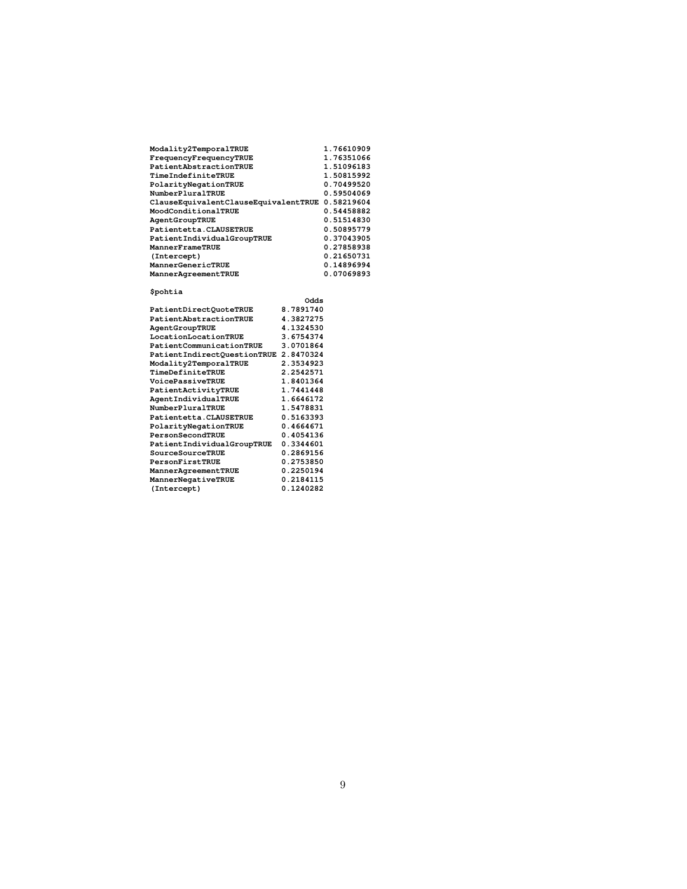```
Modality2TemporalTRUE                1.76610909
FrequencyFrequencyTRUE               1.76351066
PatientAbstractionTRUE               1.51096183
TimeIndefiniteTRUE                   1.50815992
PolarityNegationTRUE                 0.70499520
NumberPluralTRUE                     0.59504069
ClauseEquivalentClauseEquivalentTRUE 0.58219604
MoodConditionalTRUE                  0.54458882
AgentGroupTRUE                       0.51514830
Patientetta.CLAUSETRUE               0.50895779
PatientIndividualGroupTRUE           0.37043905
MannerFrameTRUE                      0.27858938
(Intercept)                          0.21650731
MannerGenericTRUE                    0.14896994
MannerAgreementTRUE                  0.07069893

$pohtia
                                Odds
PatientDirectQuoteTRUE      8.7891740
PatientAbstractionTRUE      4.3827275
AgentGroupTRUE              4.1324530
LocationLocationTRUE        3.6754374
PatientCommunicationTRUE    3.0701864
PatientIndirectQuestionTRUE 2.8470324
Modality2TemporalTRUE       2.3534923
TimeDefiniteTRUE            2.2542571
VoicePassiveTRUE            1.8401364
PatientActivityTRUE         1.7441448
AgentIndividualTRUE         1.6646172
NumberPluralTRUE            1.5478831
Patientetta.CLAUSETRUE      0.5163393
PolarityNegationTRUE        0.4664671
PersonSecondTRUE            0.4054136
PatientIndividualGroupTRUE  0.3344601
SourceSourceTRUE            0.2869156
PersonFirstTRUE             0.2753850
MannerAgreementTRUE         0.2250194
MannerNegativeTRUE          0.2184115
(Intercept)                 0.1240282
```